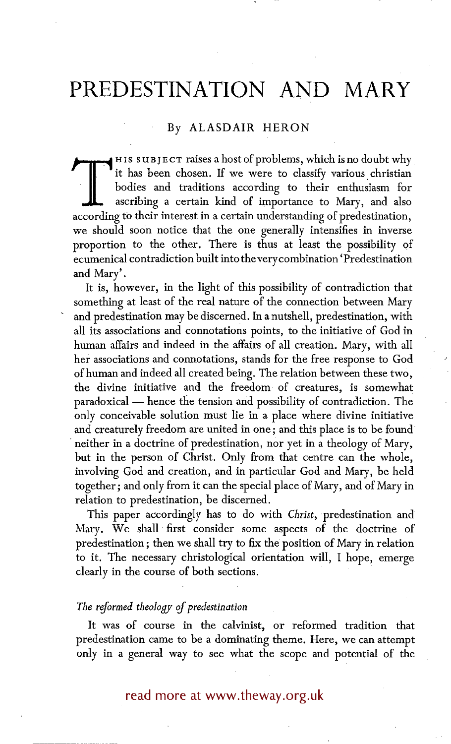# PREDESTINATION AND MARY

By ALASDAIR HERON

THIS SUBJECT raises a host of problems, which is no doubt why it has been chosen. If we were to classify various christian bodies and traditions according to their enthusiasm for ascribing a certain kind of importance to Mary, and also according to their interest in a certain understanding of predestination, we should soon notice that the one generally intensifies in inverse proportion to the other. There is thus at least the possibility of ecumenical contradiction built into the very combination 'Predestination and Mary'.

It is, however, in the light of this possibility of contradiction that something at least of the real nature of the connection between Mary and predestination may be discerned. In a nutshell, predestination, with all its associations and connotations points, to the initiative of God in human affairs and indeed in the affairs of all creation. Mary, with all her associations and connotations, stands for the free response to God of human and indeed all created being. The relation between these two, the divine initiative and the freedom of creatures, is somewhat paradoxical — hence the tension and possibility of contradiction. The only conceivable solution must lie in a place where divine initiative and creaturely freedom are united in one; and this place is to be found neither in a doctrine of predestination, nor yet in a theology of Mary, but in the person of Christ. Only from that centre can the whole, involving God and creation, and in particular God and Mary, be held together; and only from it can the special place of Mary, and of Mary in relation to predestination, be discerned.

This paper accordingly has to do with *Christ*, predestination and Mary. We shall first consider some aspects of the doctrine of predestination; then we shall try to fix the position of Mary in relation to it. The necessary christological orientation will, I hope, emerge clearly in the course of both sections.

### *The reformed theology of predestination*

It was of course in the calvinist, or reformed tradition that predestination came to be a dominating theme. Here, we can attempt only in a general way to see what the scope and potential of the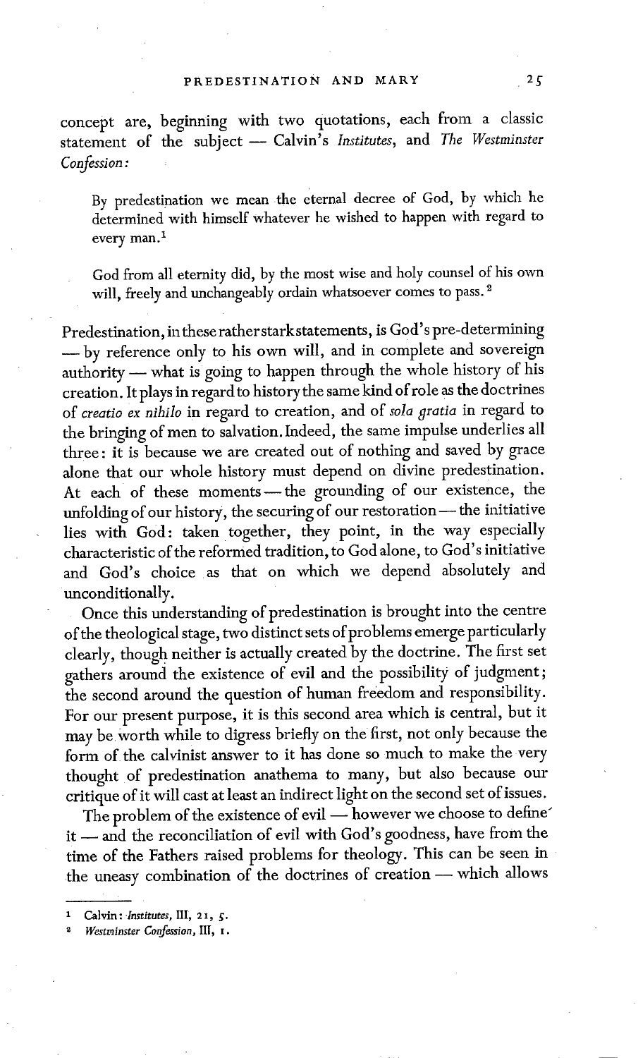concept are, beginning with two quotations, each from a classic statement of the subject — Calvin's *Institutes*, and *The Westminster Confession*:

> By predestination we mean the eternal decree of God, by which he determined with himself whatever he wished to happen with regard to every man.[1]

> God from all eternity did, by the most wise and holy counsel of his own will, freely and unchangeably ordain whatsoever comes to pass.[2]

Predestination, in these rather stark statements, is God's pre-determining — by reference only to his own will, and in complete and sovereign authority — what is going to happen through the whole history of his creation. It plays in regard to history the same kind of role as the doctrines of *creatio ex nihilo* in regard to creation, and of *sola gratia* in regard to the bringing of men to salvation. Indeed, the same impulse underlies all three: it is because we are created out of nothing and saved by grace alone that our whole history must depend on divine predestination. At each of these moments — the grounding of our existence, the unfolding of our history, the securing of our restoration — the initiative lies with God: taken together, they point, in the way especially characteristic of the reformed tradition, to God alone, to God's initiative and God's choice as that on which we depend absolutely and unconditionally.

Once this understanding of predestination is brought into the centre of the theological stage, two distinct sets of problems emerge particularly clearly, though neither is actually created by the doctrine. The first set gathers around the existence of evil and the possibility of judgment; the second around the question of human freedom and responsibility. For our present purpose, it is this second area which is central, but it may be worth while to digress briefly on the first, not only because the form of the calvinist answer to it has done so much to make the very thought of predestination anathema to many, but also because our critique of it will cast at least an indirect light on the second set of issues.

The problem of the existence of evil — however we choose to define it — and the reconciliation of evil with God's goodness, have from the time of the Fathers raised problems for theology. This can be seen in the uneasy combination of the doctrines of creation — which allows

---

[1] Calvin: *Institutes*, III, 21, 5.

[2] *Westminster Confession*, III, 1.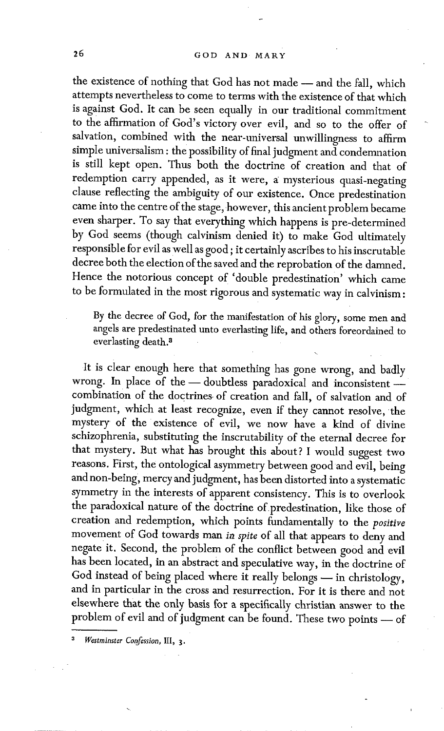the existence of nothing that God has not made — and the fall, which attempts nevertheless to come to terms with the existence of that which is against God. It can be seen equally in our traditional commitment to the affirmation of God's victory over evil, and so to the offer of salvation, combined with the near-universal unwillingness to affirm simple universalism: the possibility of final judgment and condemnation is still kept open. Thus both the doctrine of creation and that of redemption carry appended, as it were, a mysterious quasi-negating clause reflecting the ambiguity of our existence. Once predestination came into the centre of the stage, however, this ancient problem became even sharper. To say that everything which happens is pre-determined by God seems (though calvinism denied it) to make God ultimately responsible for evil as well as good; it certainly ascribes to his inscrutable decree both the election of the saved and the reprobation of the damned. Hence the notorious concept of 'double predestination' which came to be formulated in the most rigorous and systematic way in calvinism:

> By the decree of God, for the manifestation of his glory, some men and angels are predestinated unto everlasting life, and others foreordained to everlasting death.[3]

It is clear enough here that something has gone wrong, and badly wrong. In place of the — doubtless paradoxical and inconsistent — combination of the doctrines of creation and fall, of salvation and of judgment, which at least recognize, even if they cannot resolve, the mystery of the existence of evil, we now have a kind of divine schizophrenia, substituting the inscrutability of the eternal decree for that mystery. But what has brought this about? I would suggest two reasons. First, the ontological asymmetry between good and evil, being and non-being, mercy and judgment, has been distorted into a systematic symmetry in the interests of apparent consistency. This is to overlook the paradoxical nature of the doctrine of predestination, like those of creation and redemption, which points fundamentally to the *positive* movement of God towards man *in spite* of all that appears to deny and negate it. Second, the problem of the conflict between good and evil has been located, in an abstract and speculative way, in the doctrine of God instead of being placed where it really belongs — in christology, and in particular in the cross and resurrection. For it is there and not elsewhere that the only basis for a specifically christian answer to the problem of evil and of judgment can be found. These two points — of

[3] *Westminster Confession*, III, 3.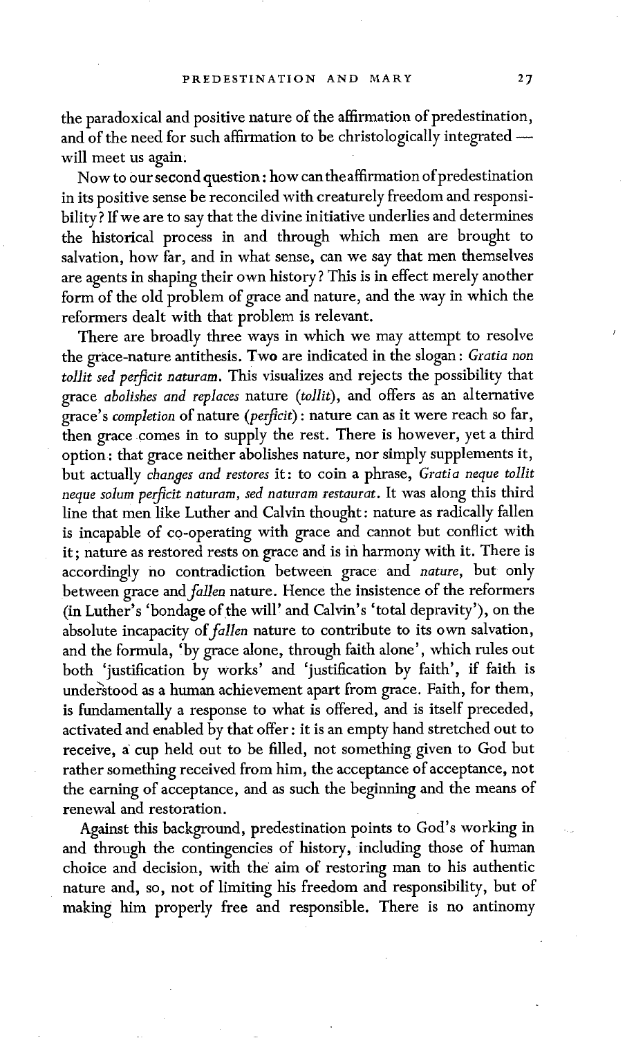the paradoxical and positive nature of the affirmation of predestination, and of the need for such affirmation to be christologically integrated — will meet us again.

Now to our second question: how can the affirmation of predestination in its positive sense be reconciled with creaturely freedom and responsibility? If we are to say that the divine initiative underlies and determines the historical process in and through which men are brought to salvation, how far, and in what sense, can we say that men themselves are agents in shaping their own history? This is in effect merely another form of the old problem of grace and nature, and the way in which the reformers dealt with that problem is relevant.

There are broadly three ways in which we may attempt to resolve the grace-nature antithesis. Two are indicated in the slogan: *Gratia non tollit sed perficit naturam*. This visualizes and rejects the possibility that grace *abolishes and replaces* nature (*tollit*), and offers as an alternative grace's *completion* of nature (*perficit*): nature can as it were reach so far, then grace comes in to supply the rest. There is however, yet a third option: that grace neither abolishes nature, nor simply supplements it, but actually *changes and restores* it: to coin a phrase, *Gratia neque tollit neque solum perficit naturam, sed naturam restaurat*. It was along this third line that men like Luther and Calvin thought: nature as radically fallen is incapable of co-operating with grace and cannot but conflict with it; nature as restored rests on grace and is in harmony with it. There is accordingly no contradiction between grace and *nature*, but only between grace and *fallen* nature. Hence the insistence of the reformers (in Luther's 'bondage of the will' and Calvin's 'total depravity'), on the absolute incapacity of *fallen* nature to contribute to its own salvation, and the formula, 'by grace alone, through faith alone', which rules out both 'justification by works' and 'justification by faith', if faith is understood as a human achievement apart from grace. Faith, for them, is fundamentally a response to what is offered, and is itself preceded, activated and enabled by that offer: it is an empty hand stretched out to receive, a cup held out to be filled, not something given to God but rather something received from him, the acceptance of acceptance, not the earning of acceptance, and as such the beginning and the means of renewal and restoration.

Against this background, predestination points to God's working in and through the contingencies of history, including those of human choice and decision, with the aim of restoring man to his authentic nature and, so, not of limiting his freedom and responsibility, but of making him properly free and responsible. There is no antinomy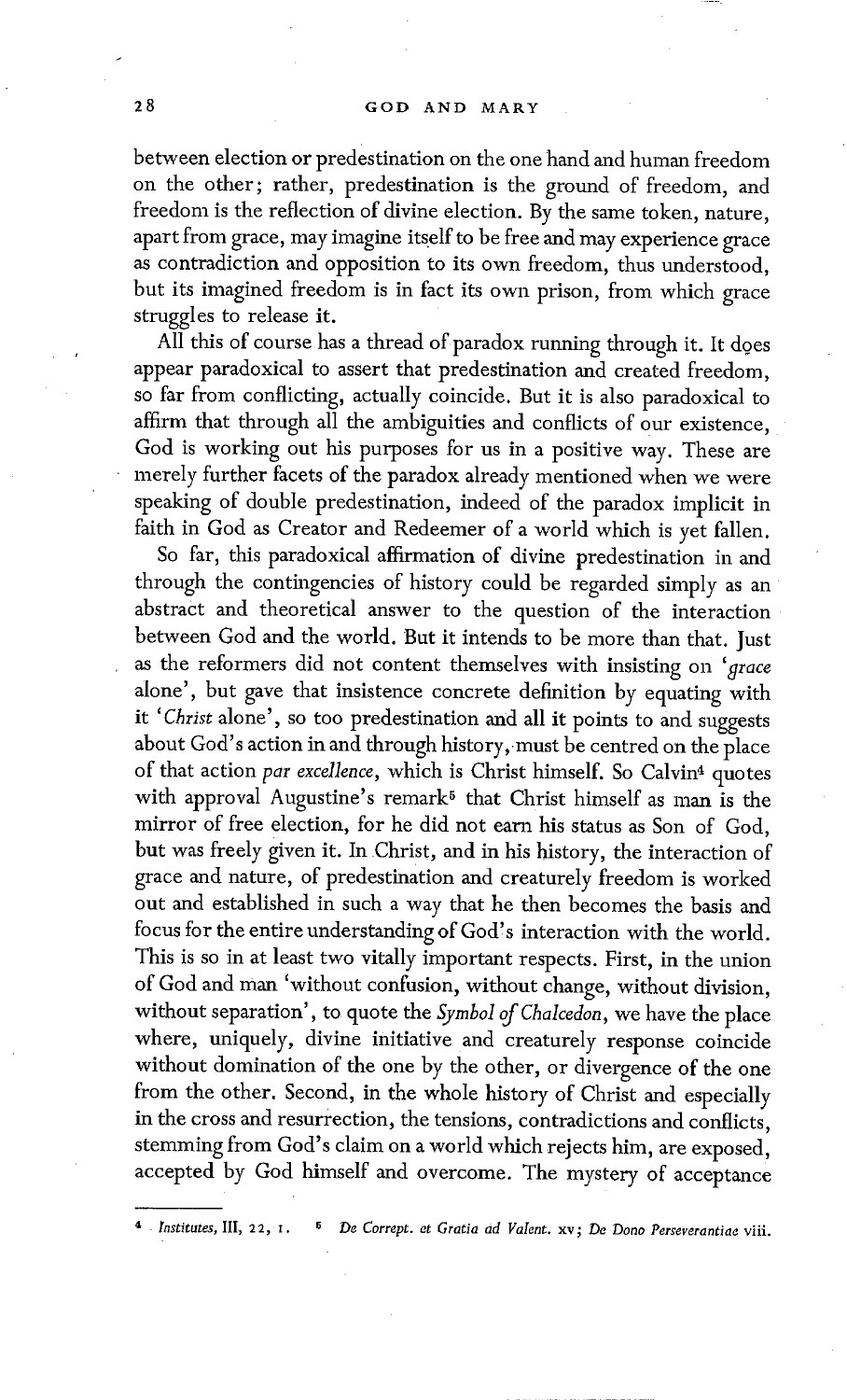between election or predestination on the one hand and human freedom on the other; rather, predestination is the ground of freedom, and freedom is the reflection of divine election. By the same token, nature, apart from grace, may imagine itself to be free and may experience grace as contradiction and opposition to its own freedom, thus understood, but its imagined freedom is in fact its own prison, from which grace struggles to release it.

All this of course has a thread of paradox running through it. It does appear paradoxical to assert that predestination and created freedom, so far from conflicting, actually coincide. But it is also paradoxical to affirm that through all the ambiguities and conflicts of our existence, God is working out his purposes for us in a positive way. These are merely further facets of the paradox already mentioned when we were speaking of double predestination, indeed of the paradox implicit in faith in God as Creator and Redeemer of a world which is yet fallen.

So far, this paradoxical affirmation of divine predestination in and through the contingencies of history could be regarded simply as an abstract and theoretical answer to the question of the interaction between God and the world. But it intends to be more than that. Just as the reformers did not content themselves with insisting on '*grace* alone', but gave that insistence concrete definition by equating with it '*Christ* alone', so too predestination and all it points to and suggests about God's action in and through history, must be centred on the place of that action *par excellence*, which is Christ himself. So Calvin[4] quotes with approval Augustine's remark[5] that Christ himself as man is the mirror of free election, for he did not earn his status as Son of God, but was freely given it. In Christ, and in his history, the interaction of grace and nature, of predestination and creaturely freedom is worked out and established in such a way that he then becomes the basis and focus for the entire understanding of God's interaction with the world. This is so in at least two vitally important respects. First, in the union of God and man 'without confusion, without change, without division, without separation', to quote the *Symbol of Chalcedon*, we have the place where, uniquely, divine initiative and creaturely response coincide without domination of the one by the other, or divergence of the one from the other. Second, in the whole history of Christ and especially in the cross and resurrection, the tensions, contradictions and conflicts, stemming from God's claim on a world which rejects him, are exposed, accepted by God himself and overcome. The mystery of acceptance

---

[4] *Institutes*, III, 22, 1. [5] *De Corrept. et Gratia ad Valent.* xv; *De Dono Perseverantiae* viii.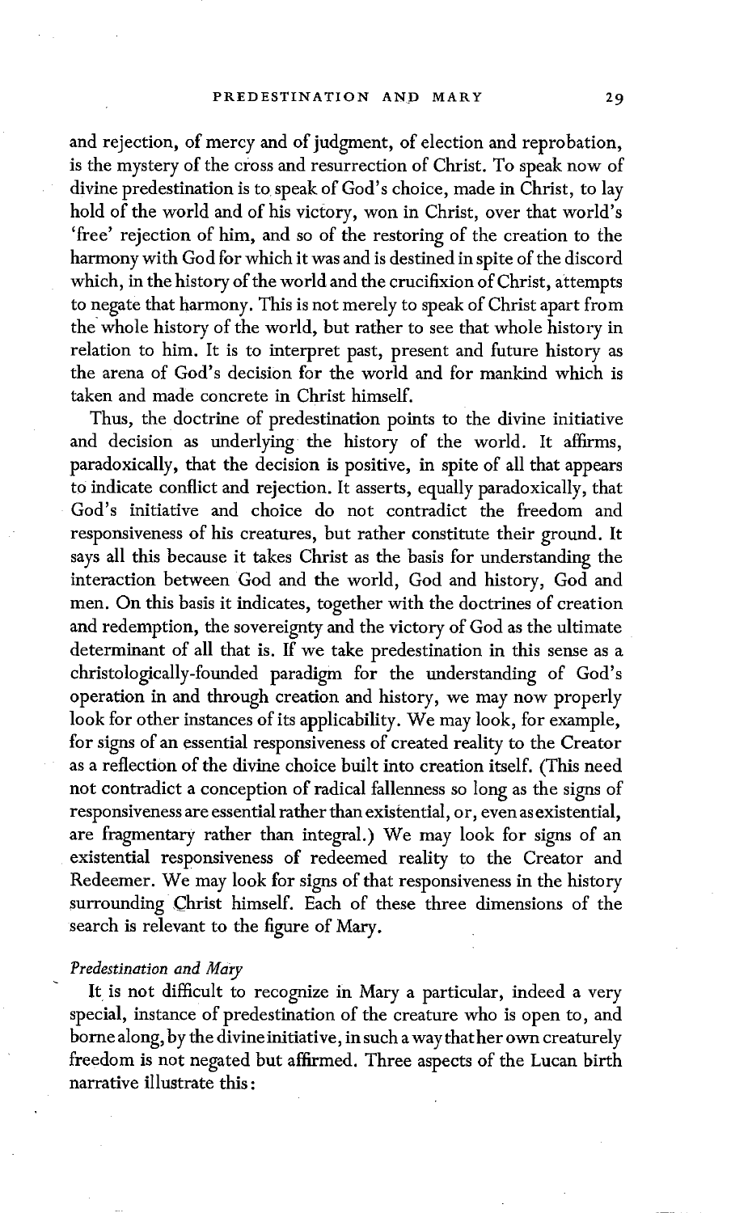and rejection, of mercy and of judgment, of election and reprobation, is the mystery of the cross and resurrection of Christ. To speak now of divine predestination is to speak of God's choice, made in Christ, to lay hold of the world and of his victory, won in Christ, over that world's 'free' rejection of him, and so of the restoring of the creation to the harmony with God for which it was and is destined in spite of the discord which, in the history of the world and the crucifixion of Christ, attempts to negate that harmony. This is not merely to speak of Christ apart from the whole history of the world, but rather to see that whole history in relation to him. It is to interpret past, present and future history as the arena of God's decision for the world and for mankind which is taken and made concrete in Christ himself.

Thus, the doctrine of predestination points to the divine initiative and decision as underlying the history of the world. It affirms, paradoxically, that the decision is positive, in spite of all that appears to indicate conflict and rejection. It asserts, equally paradoxically, that God's initiative and choice do not contradict the freedom and responsiveness of his creatures, but rather constitute their ground. It says all this because it takes Christ as the basis for understanding the interaction between God and the world, God and history, God and men. On this basis it indicates, together with the doctrines of creation and redemption, the sovereignty and the victory of God as the ultimate determinant of all that is. If we take predestination in this sense as a christologically-founded paradigm for the understanding of God's operation in and through creation and history, we may now properly look for other instances of its applicability. We may look, for example, for signs of an essential responsiveness of created reality to the Creator as a reflection of the divine choice built into creation itself. (This need not contradict a conception of radical fallenness so long as the signs of responsiveness are essential rather than existential, or, even as existential, are fragmentary rather than integral.) We may look for signs of an existential responsiveness of redeemed reality to the Creator and Redeemer. We may look for signs of that responsiveness in the history surrounding Christ himself. Each of these three dimensions of the search is relevant to the figure of Mary.

### *Predestination and Mary*

It is not difficult to recognize in Mary a particular, indeed a very special, instance of predestination of the creature who is open to, and borne along, by the divine initiative, in such a way that her own creaturely freedom is not negated but affirmed. Three aspects of the Lucan birth narrative illustrate this: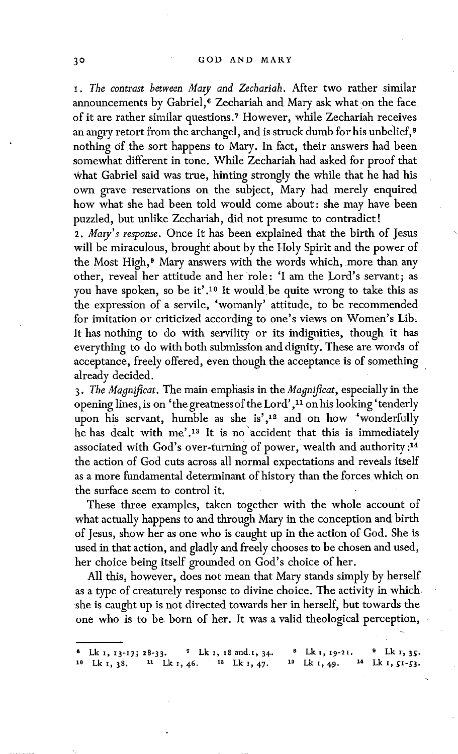1. *The contrast between Mary and Zechariah.* After two rather similar announcements by Gabriel,[6] Zechariah and Mary ask what on the face of it are rather similar questions.[7] However, while Zechariah receives an angry retort from the archangel, and is struck dumb for his unbelief,[8] nothing of the sort happens to Mary. In fact, their answers had been somewhat different in tone. While Zechariah had asked for proof that what Gabriel said was true, hinting strongly the while that he had his own grave reservations on the subject, Mary had merely enquired how what she had been told would come about: she may have been puzzled, but unlike Zechariah, did not presume to contradict!

2. *Mary's response.* Once it has been explained that the birth of Jesus will be miraculous, brought about by the Holy Spirit and the power of the Most High,[9] Mary answers with the words which, more than any other, reveal her attitude and her role: 'I am the Lord's servant; as you have spoken, so be it'.[10] It would be quite wrong to take this as the expression of a servile, 'womanly' attitude, to be recommended for imitation or criticized according to one's views on Women's Lib. It has nothing to do with servility or its indignities, though it has everything to do with both submission and dignity. These are words of acceptance, freely offered, even though the acceptance is of something already decided.

3. *The Magnificat.* The main emphasis in the *Magnificat*, especially in the opening lines, is on 'the greatness of the Lord',[11] on his looking 'tenderly upon his servant, humble as she is',[12] and on how 'wonderfully he has dealt with me'.[13] It is no accident that this is immediately associated with God's over-turning of power, wealth and authority:[14] the action of God cuts across all normal expectations and reveals itself as a more fundamental determinant of history than the forces which on the surface seem to control it.

These three examples, taken together with the whole account of what actually happens to and through Mary in the conception and birth of Jesus, show her as one who is caught up in the action of God. She is used in that action, and gladly and freely chooses to be chosen and used, her choice being itself grounded on God's choice of her.

All this, however, does not mean that Mary stands simply by herself as a type of creaturely response to divine choice. The activity in which she is caught up is not directed towards her in herself, but towards the one who is to be born of her. It was a valid theological perception,

---

[6] Lk 1, 13-17; 28-33. [7] Lk 1, 18 and 1, 34. [8] Lk 1, 19-21. [9] Lk 1, 35. [10] Lk 1, 38. [11] Lk 1, 46. [12] Lk 1, 47. [13] Lk 1, 49. [14] Lk 1, 51-53.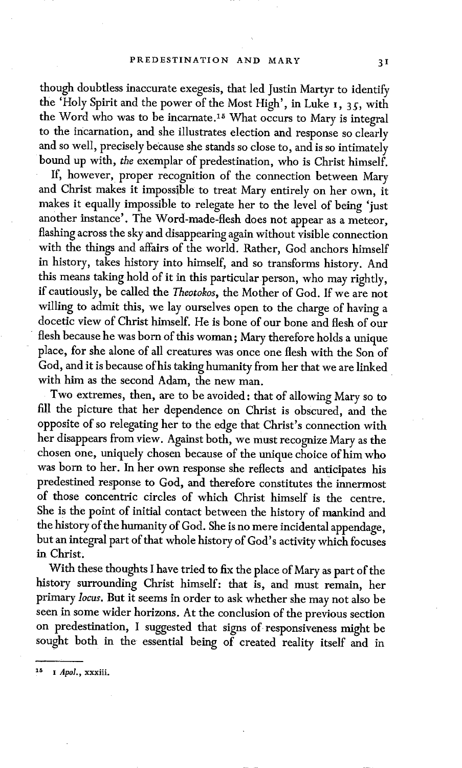though doubtless inaccurate exegesis, that led Justin Martyr to identify the 'Holy Spirit and the power of the Most High', in Luke 1, 35, with the Word who was to be incarnate.[15] What occurs to Mary is integral to the incarnation, and she illustrates election and response so clearly and so well, precisely because she stands so close to, and is so intimately bound up with, *the* exemplar of predestination, who is Christ himself.

If, however, proper recognition of the connection between Mary and Christ makes it impossible to treat Mary entirely on her own, it makes it equally impossible to relegate her to the level of being 'just another instance'. The Word-made-flesh does not appear as a meteor, flashing across the sky and disappearing again without visible connection with the things and affairs of the world. Rather, God anchors himself in history, takes history into himself, and so transforms history. And this means taking hold of it in this particular person, who may rightly, if cautiously, be called the *Theotokos*, the Mother of God. If we are not willing to admit this, we lay ourselves open to the charge of having a docetic view of Christ himself. He is bone of our bone and flesh of our flesh because he was born of this woman; Mary therefore holds a unique place, for she alone of all creatures was once one flesh with the Son of God, and it is because of his taking humanity from her that we are linked with him as the second Adam, the new man.

Two extremes, then, are to be avoided: that of allowing Mary so to fill the picture that her dependence on Christ is obscured, and the opposite of so relegating her to the edge that Christ's connection with her disappears from view. Against both, we must recognize Mary as the chosen one, uniquely chosen because of the unique choice of him who was born to her. In her own response she reflects and anticipates his predestined response to God, and therefore constitutes the innermost of those concentric circles of which Christ himself is the centre. She is the point of initial contact between the history of mankind and the history of the humanity of God. She is no mere incidental appendage, but an integral part of that whole history of God's activity which focuses in Christ.

With these thoughts I have tried to fix the place of Mary as part of the history surrounding Christ himself: that is, and must remain, her primary *locus*. But it seems in order to ask whether she may not also be seen in some wider horizons. At the conclusion of the previous section on predestination, I suggested that signs of responsiveness might be sought both in the essential being of created reality itself and in

---

[15] 1 *Apol.*, xxxiii.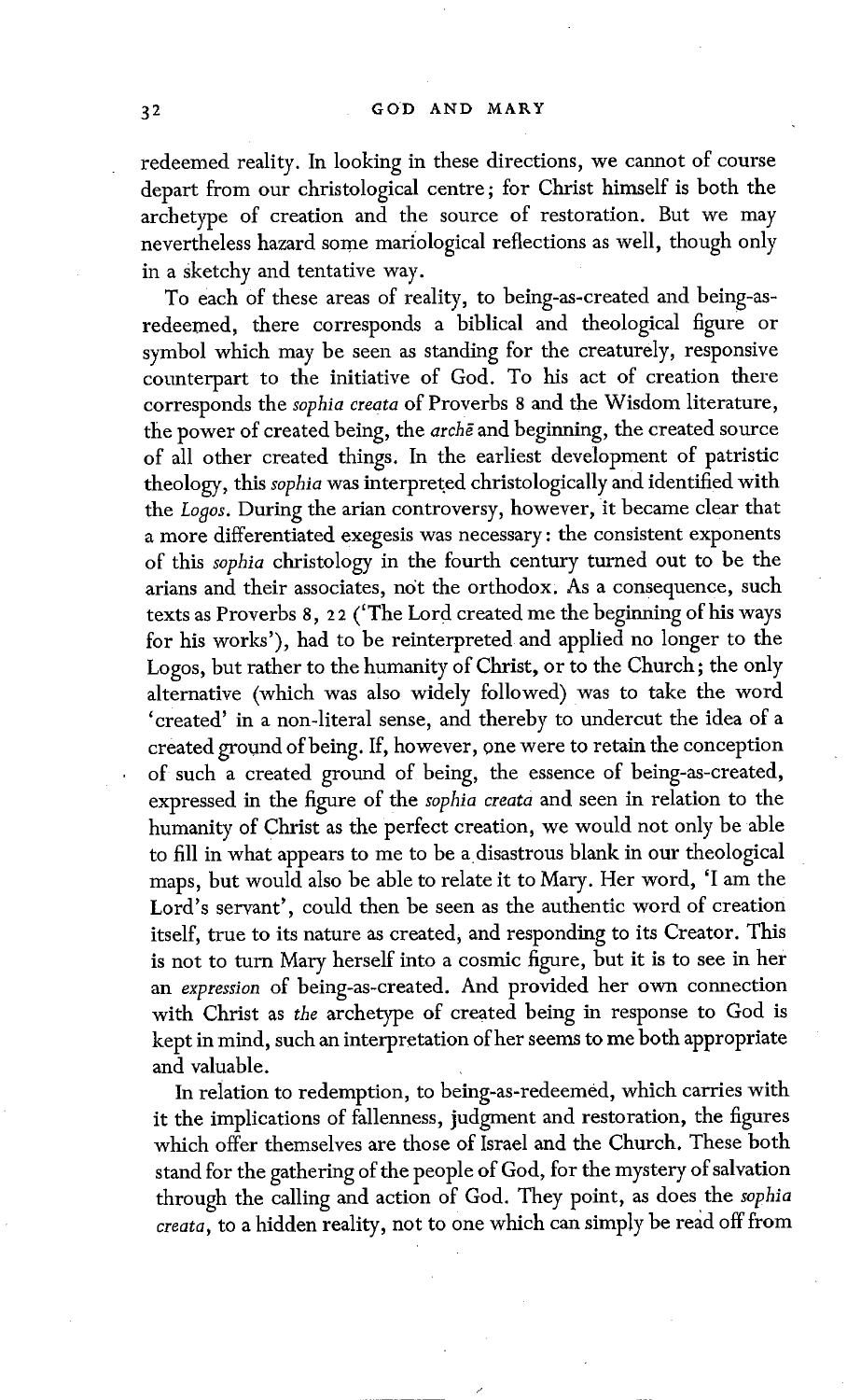redeemed reality. In looking in these directions, we cannot of course depart from our christological centre; for Christ himself is both the archetype of creation and the source of restoration. But we may nevertheless hazard some mariological reflections as well, though only in a sketchy and tentative way.

To each of these areas of reality, to being-as-created and being-as-redeemed, there corresponds a biblical and theological figure or symbol which may be seen as standing for the creaturely, responsive counterpart to the initiative of God. To his act of creation there corresponds the *sophia creata* of Proverbs 8 and the Wisdom literature, the power of created being, the *archē* and beginning, the created source of all other created things. In the earliest development of patristic theology, this *sophia* was interpreted christologically and identified with the *Logos*. During the arian controversy, however, it became clear that a more differentiated exegesis was necessary: the consistent exponents of this *sophia* christology in the fourth century turned out to be the arians and their associates, not the orthodox. As a consequence, such texts as Proverbs 8, 22 ('The Lord created me the beginning of his ways for his works'), had to be reinterpreted and applied no longer to the Logos, but rather to the humanity of Christ, or to the Church; the only alternative (which was also widely followed) was to take the word 'created' in a non-literal sense, and thereby to undercut the idea of a created ground of being. If, however, one were to retain the conception of such a created ground of being, the essence of being-as-created, expressed in the figure of the *sophia creata* and seen in relation to the humanity of Christ as the perfect creation, we would not only be able to fill in what appears to me to be a disastrous blank in our theological maps, but would also be able to relate it to Mary. Her word, 'I am the Lord's servant', could then be seen as the authentic word of creation itself, true to its nature as created, and responding to its Creator. This is not to turn Mary herself into a cosmic figure, but it is to see in her an *expression* of being-as-created. And provided her own connection with Christ as *the* archetype of created being in response to God is kept in mind, such an interpretation of her seems to me both appropriate and valuable.

In relation to redemption, to being-as-redeemed, which carries with it the implications of fallenness, judgment and restoration, the figures which offer themselves are those of Israel and the Church. These both stand for the gathering of the people of God, for the mystery of salvation through the calling and action of God. They point, as does the *sophia creata*, to a hidden reality, not to one which can simply be read off from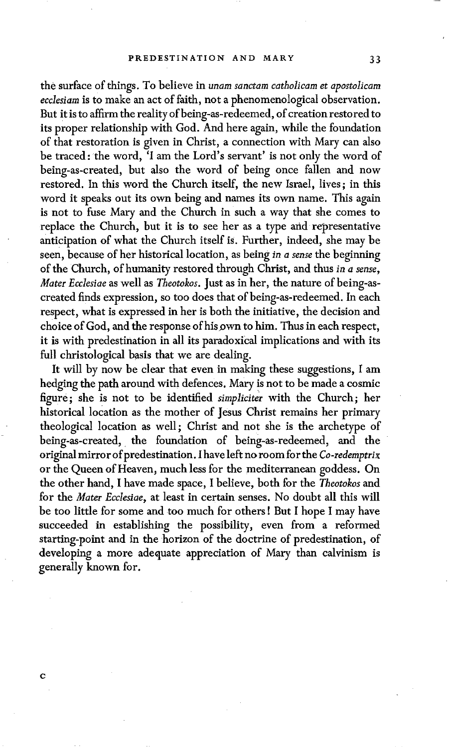the surface of things. To believe in *unam sanctam catholicam et apostolicam ecclesiam* is to make an act of faith, not a phenomenological observation. But it is to affirm the reality of being-as-redeemed, of creation restored to its proper relationship with God. And here again, while the foundation of that restoration is given in Christ, a connection with Mary can also be traced: the word, 'I am the Lord's servant' is not only the word of being-as-created, but also the word of being once fallen and now restored. In this word the Church itself, the new Israel, lives; in this word it speaks out its own being and names its own name. This again is not to fuse Mary and the Church in such a way that she comes to replace the Church, but it is to see her as a type and representative anticipation of what the Church itself is. Further, indeed, she may be seen, because of her historical location, as being *in a sense* the beginning of the Church, of humanity restored through Christ, and thus *in a sense*, *Mater Ecclesiae* as well as *Theotokos*. Just as in her, the nature of being-as-created finds expression, so too does that of being-as-redeemed. In each respect, what is expressed in her is both the initiative, the decision and choice of God, and the response of his own to him. Thus in each respect, it is with predestination in all its paradoxical implications and with its full christological basis that we are dealing.

It will by now be clear that even in making these suggestions, I am hedging the path around with defences. Mary is not to be made a cosmic figure; she is not to be identified *simpliciter* with the Church; her historical location as the mother of Jesus Christ remains her primary theological location as well; Christ and not she is the archetype of being-as-created, the foundation of being-as-redeemed, and the original mirror of predestination. I have left no room for the *Co-redemptrix* or the Queen of Heaven, much less for the mediterranean goddess. On the other hand, I have made space, I believe, both for the *Theotokos* and for the *Mater Ecclesiae*, at least in certain senses. No doubt all this will be too little for some and too much for others! But I hope I may have succeeded in establishing the possibility, even from a reformed starting-point and in the horizon of the doctrine of predestination, of developing a more adequate appreciation of Mary than calvinism is generally known for.